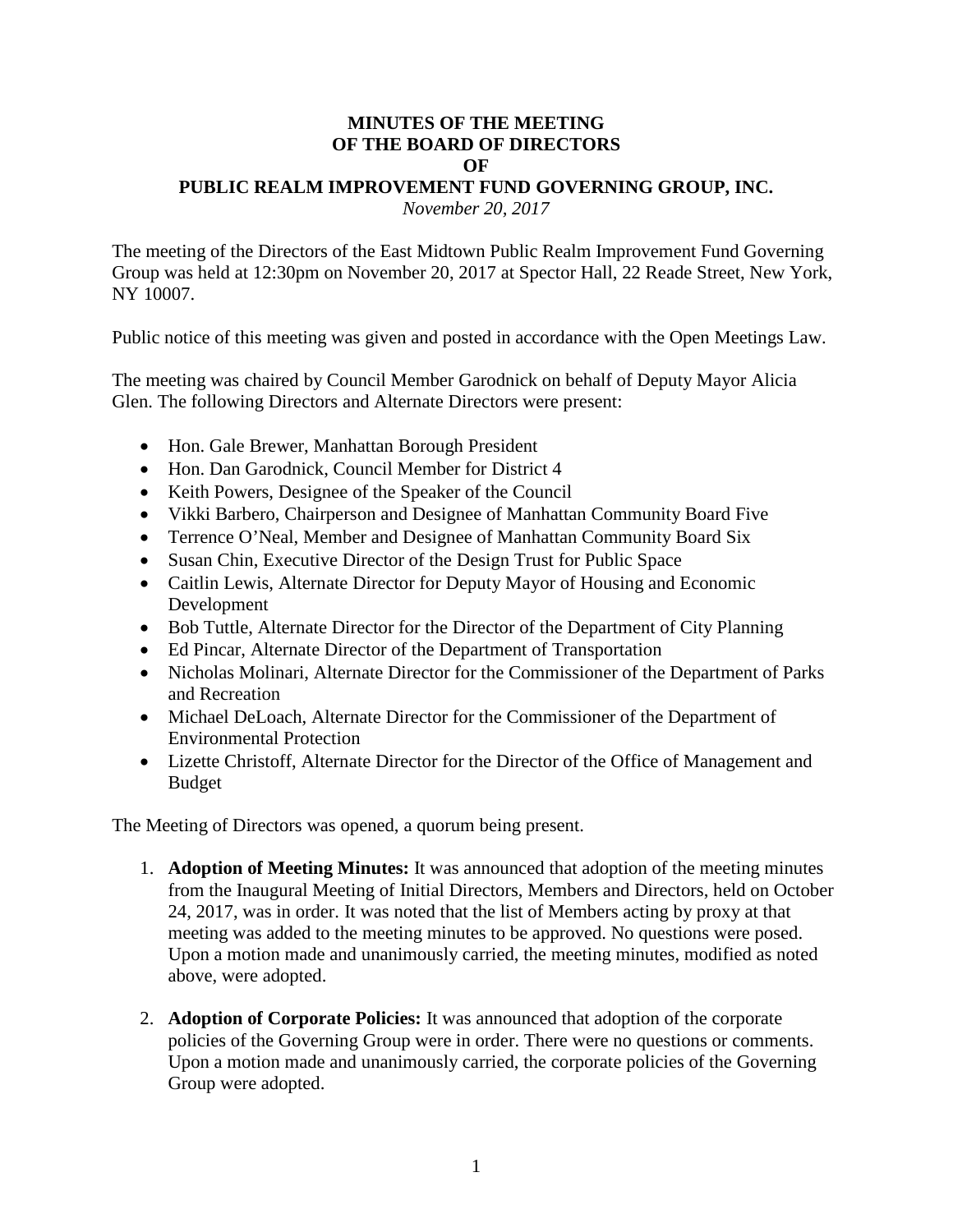# MINUTES OF THE MEETING
# OF THE BOARD OF DIRECTORS
# OF
# PUBLIC REALM IMPROVEMENT FUND GOVERNING GROUP, INC.

*November 20, 2017*

The meeting of the Directors of the East Midtown Public Realm Improvement Fund Governing Group was held at 12:30pm on November 20, 2017 at Spector Hall, 22 Reade Street, New York, NY 10007.

Public notice of this meeting was given and posted in accordance with the Open Meetings Law.

The meeting was chaired by Council Member Garodnick on behalf of Deputy Mayor Alicia Glen. The following Directors and Alternate Directors were present:

- Hon. Gale Brewer, Manhattan Borough President
- Hon. Dan Garodnick, Council Member for District 4
- Keith Powers, Designee of the Speaker of the Council
- Vikki Barbero, Chairperson and Designee of Manhattan Community Board Five
- Terrence O'Neal, Member and Designee of Manhattan Community Board Six
- Susan Chin, Executive Director of the Design Trust for Public Space
- Caitlin Lewis, Alternate Director for Deputy Mayor of Housing and Economic Development
- Bob Tuttle, Alternate Director for the Director of the Department of City Planning
- Ed Pincar, Alternate Director of the Department of Transportation
- Nicholas Molinari, Alternate Director for the Commissioner of the Department of Parks and Recreation
- Michael DeLoach, Alternate Director for the Commissioner of the Department of Environmental Protection
- Lizette Christoff, Alternate Director for the Director of the Office of Management and Budget

The Meeting of Directors was opened, a quorum being present.

1. **Adoption of Meeting Minutes:** It was announced that adoption of the meeting minutes from the Inaugural Meeting of Initial Directors, Members and Directors, held on October 24, 2017, was in order. It was noted that the list of Members acting by proxy at that meeting was added to the meeting minutes to be approved. No questions were posed. Upon a motion made and unanimously carried, the meeting minutes, modified as noted above, were adopted.

2. **Adoption of Corporate Policies:** It was announced that adoption of the corporate policies of the Governing Group were in order. There were no questions or comments. Upon a motion made and unanimously carried, the corporate policies of the Governing Group were adopted.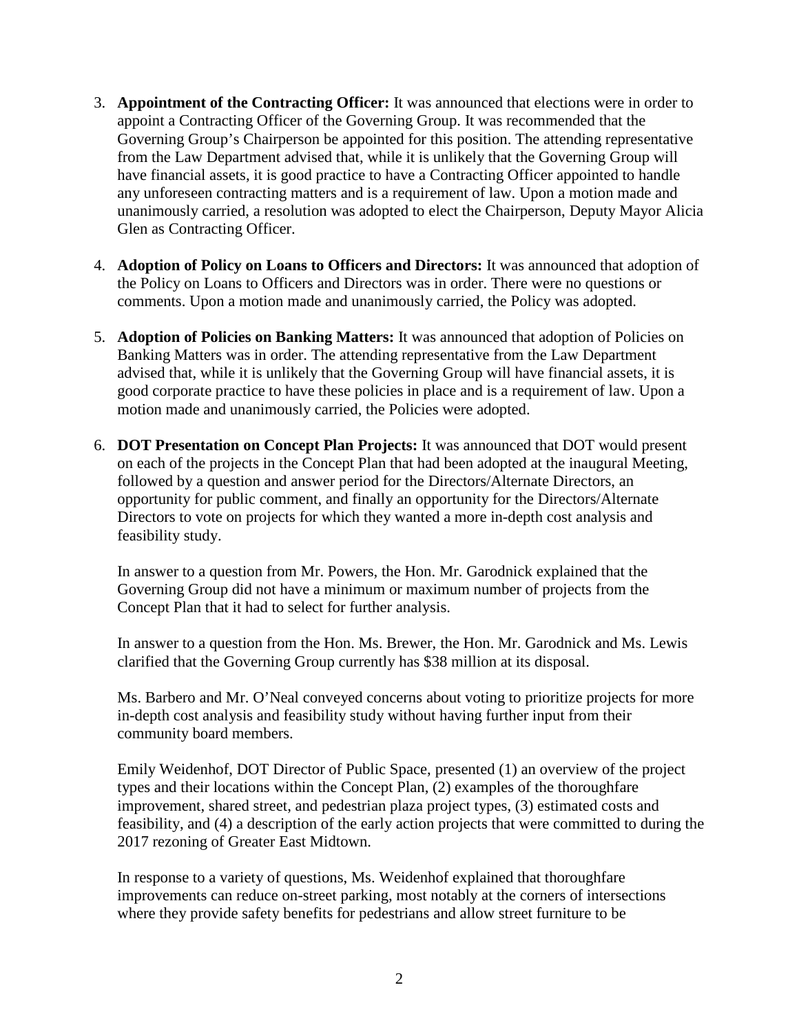3. **Appointment of the Contracting Officer:** It was announced that elections were in order to appoint a Contracting Officer of the Governing Group. It was recommended that the Governing Group's Chairperson be appointed for this position. The attending representative from the Law Department advised that, while it is unlikely that the Governing Group will have financial assets, it is good practice to have a Contracting Officer appointed to handle any unforeseen contracting matters and is a requirement of law. Upon a motion made and unanimously carried, a resolution was adopted to elect the Chairperson, Deputy Mayor Alicia Glen as Contracting Officer.

4. **Adoption of Policy on Loans to Officers and Directors:** It was announced that adoption of the Policy on Loans to Officers and Directors was in order. There were no questions or comments. Upon a motion made and unanimously carried, the Policy was adopted.

5. **Adoption of Policies on Banking Matters:** It was announced that adoption of Policies on Banking Matters was in order. The attending representative from the Law Department advised that, while it is unlikely that the Governing Group will have financial assets, it is good corporate practice to have these policies in place and is a requirement of law. Upon a motion made and unanimously carried, the Policies were adopted.

6. **DOT Presentation on Concept Plan Projects:** It was announced that DOT would present on each of the projects in the Concept Plan that had been adopted at the inaugural Meeting, followed by a question and answer period for the Directors/Alternate Directors, an opportunity for public comment, and finally an opportunity for the Directors/Alternate Directors to vote on projects for which they wanted a more in-depth cost analysis and feasibility study.

   In answer to a question from Mr. Powers, the Hon. Mr. Garodnick explained that the Governing Group did not have a minimum or maximum number of projects from the Concept Plan that it had to select for further analysis.

   In answer to a question from the Hon. Ms. Brewer, the Hon. Mr. Garodnick and Ms. Lewis clarified that the Governing Group currently has $38 million at its disposal.

   Ms. Barbero and Mr. O'Neal conveyed concerns about voting to prioritize projects for more in-depth cost analysis and feasibility study without having further input from their community board members.

   Emily Weidenhof, DOT Director of Public Space, presented (1) an overview of the project types and their locations within the Concept Plan, (2) examples of the thoroughfare improvement, shared street, and pedestrian plaza project types, (3) estimated costs and feasibility, and (4) a description of the early action projects that were committed to during the 2017 rezoning of Greater East Midtown.

   In response to a variety of questions, Ms. Weidenhof explained that thoroughfare improvements can reduce on-street parking, most notably at the corners of intersections where they provide safety benefits for pedestrians and allow street furniture to be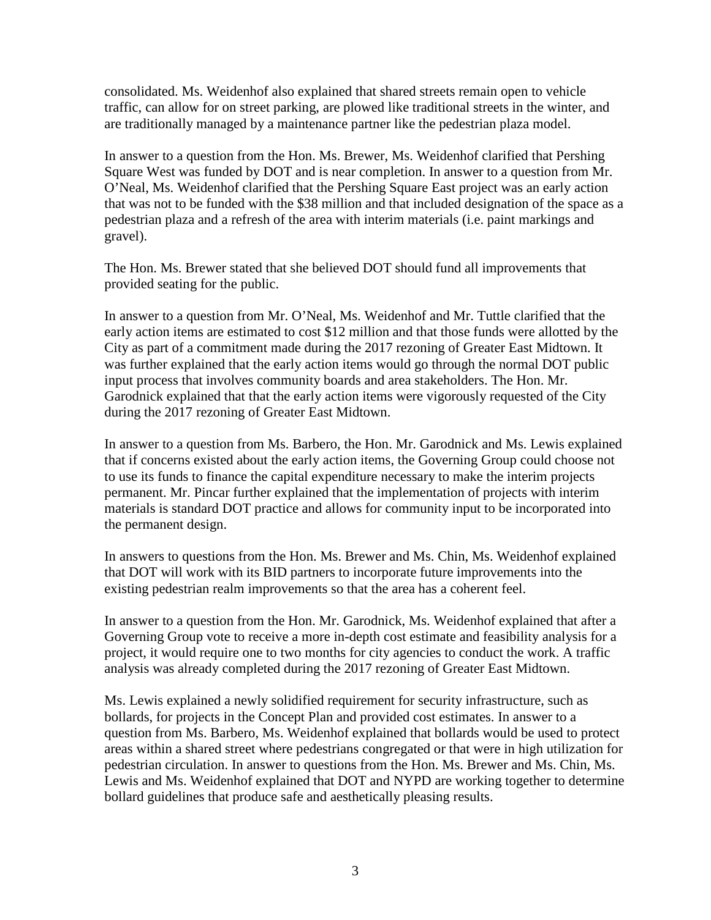consolidated. Ms. Weidenhof also explained that shared streets remain open to vehicle traffic, can allow for on street parking, are plowed like traditional streets in the winter, and are traditionally managed by a maintenance partner like the pedestrian plaza model.

In answer to a question from the Hon. Ms. Brewer, Ms. Weidenhof clarified that Pershing Square West was funded by DOT and is near completion. In answer to a question from Mr. O'Neal, Ms. Weidenhof clarified that the Pershing Square East project was an early action that was not to be funded with the $38 million and that included designation of the space as a pedestrian plaza and a refresh of the area with interim materials (i.e. paint markings and gravel).

The Hon. Ms. Brewer stated that she believed DOT should fund all improvements that provided seating for the public.

In answer to a question from Mr. O'Neal, Ms. Weidenhof and Mr. Tuttle clarified that the early action items are estimated to cost $12 million and that those funds were allotted by the City as part of a commitment made during the 2017 rezoning of Greater East Midtown. It was further explained that the early action items would go through the normal DOT public input process that involves community boards and area stakeholders. The Hon. Mr. Garodnick explained that that the early action items were vigorously requested of the City during the 2017 rezoning of Greater East Midtown.

In answer to a question from Ms. Barbero, the Hon. Mr. Garodnick and Ms. Lewis explained that if concerns existed about the early action items, the Governing Group could choose not to use its funds to finance the capital expenditure necessary to make the interim projects permanent. Mr. Pincar further explained that the implementation of projects with interim materials is standard DOT practice and allows for community input to be incorporated into the permanent design.

In answers to questions from the Hon. Ms. Brewer and Ms. Chin, Ms. Weidenhof explained that DOT will work with its BID partners to incorporate future improvements into the existing pedestrian realm improvements so that the area has a coherent feel.

In answer to a question from the Hon. Mr. Garodnick, Ms. Weidenhof explained that after a Governing Group vote to receive a more in-depth cost estimate and feasibility analysis for a project, it would require one to two months for city agencies to conduct the work. A traffic analysis was already completed during the 2017 rezoning of Greater East Midtown.

Ms. Lewis explained a newly solidified requirement for security infrastructure, such as bollards, for projects in the Concept Plan and provided cost estimates. In answer to a question from Ms. Barbero, Ms. Weidenhof explained that bollards would be used to protect areas within a shared street where pedestrians congregated or that were in high utilization for pedestrian circulation. In answer to questions from the Hon. Ms. Brewer and Ms. Chin, Ms. Lewis and Ms. Weidenhof explained that DOT and NYPD are working together to determine bollard guidelines that produce safe and aesthetically pleasing results.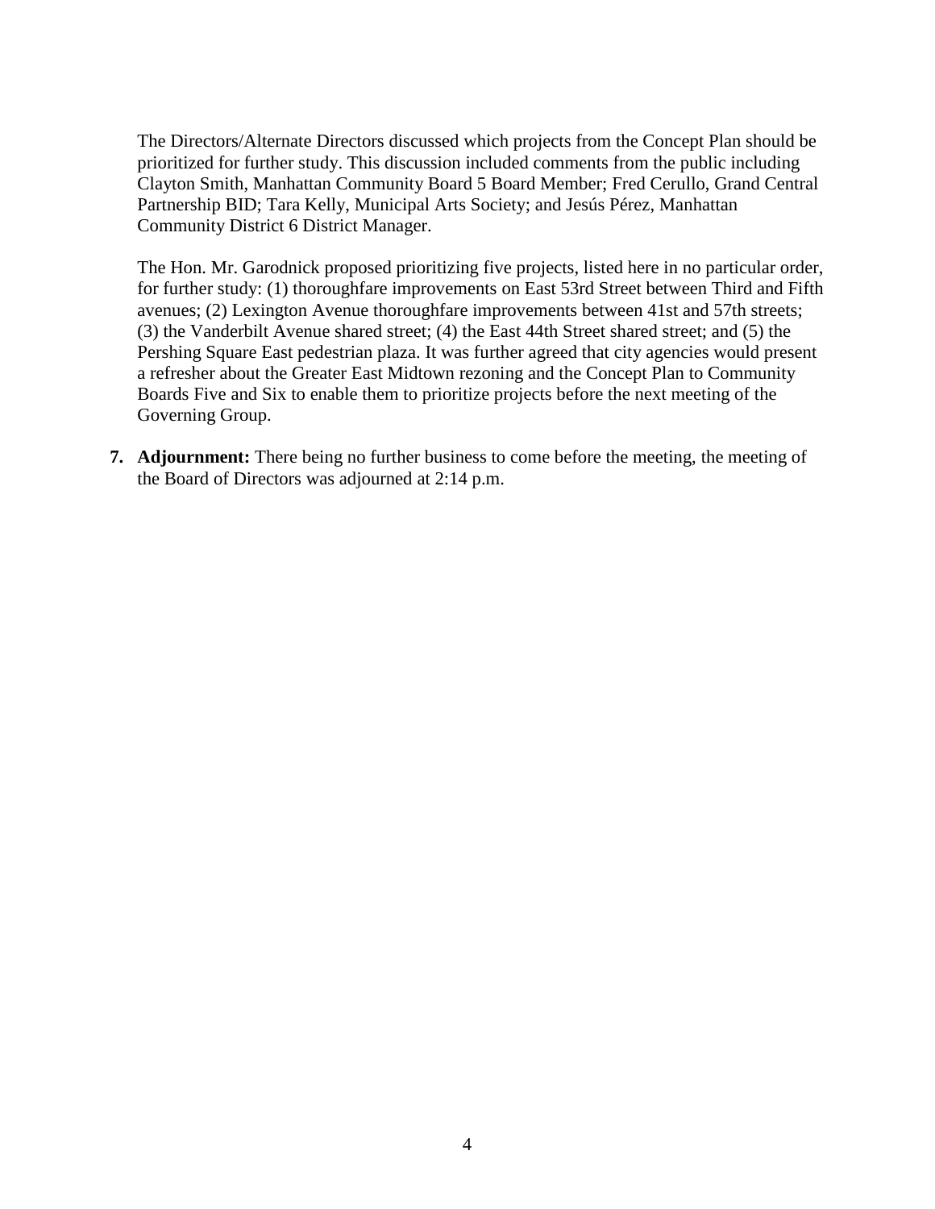The Directors/Alternate Directors discussed which projects from the Concept Plan should be prioritized for further study. This discussion included comments from the public including Clayton Smith, Manhattan Community Board 5 Board Member; Fred Cerullo, Grand Central Partnership BID; Tara Kelly, Municipal Arts Society; and Jesús Pérez, Manhattan Community District 6 District Manager.

The Hon. Mr. Garodnick proposed prioritizing five projects, listed here in no particular order, for further study: (1) thoroughfare improvements on East 53rd Street between Third and Fifth avenues; (2) Lexington Avenue thoroughfare improvements between 41st and 57th streets; (3) the Vanderbilt Avenue shared street; (4) the East 44th Street shared street; and (5) the Pershing Square East pedestrian plaza. It was further agreed that city agencies would present a refresher about the Greater East Midtown rezoning and the Concept Plan to Community Boards Five and Six to enable them to prioritize projects before the next meeting of the Governing Group.

7. **Adjournment:** There being no further business to come before the meeting, the meeting of the Board of Directors was adjourned at 2:14 p.m.